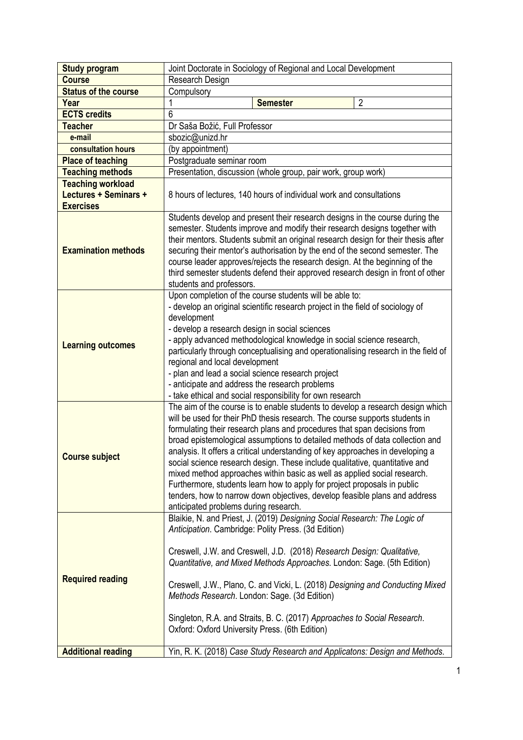| Study program | Joint Doctorate in Sociology of Regional and Local Development | | |
|---|---|---|---|
| Course | Research Design | | |
| Status of the course | Compulsory | | |
| Year | 1 | Semester | 2 |
| ECTS credits | 6 | | |
| Teacher | Dr Saša Božić, Full Professor | | |
| e-mail | sbozic@unizd.hr | | |
| consultation hours | (by appointment) | | |
| Place of teaching | Postgraduate seminar room | | |
| Teaching methods | Presentation, discussion (whole group, pair work, group work) | | |
| Teaching workload Lectures + Seminars + Exercises | 8 hours of lectures, 140 hours of individual work and consultations | | |
| Examination methods | Students develop and present their research designs in the course during the semester. Students improve and modify their research designs together with their mentors. Students submit an original research design for their thesis after securing their mentor's authorisation by the end of the second semester. The course leader approves/rejects the research design. At the beginning of the third semester students defend their approved research design in front of other students and professors. | | |
| Learning outcomes | Upon completion of the course students will be able to:<br>- develop an original scientific research project in the field of sociology of development<br>- develop a research design in social sciences<br>- apply advanced methodological knowledge in social science research, particularly through conceptualising and operationalising research in the field of regional and local development<br>- plan and lead a social science research project<br>- anticipate and address the research problems<br>- take ethical and social responsibility for own research | | |
| Course subject | The aim of the course is to enable students to develop a research design which will be used for their PhD thesis research. The course supports students in formulating their research plans and procedures that span decisions from broad epistemological assumptions to detailed methods of data collection and analysis. It offers a critical understanding of key approaches in developing a social science research design. These include qualitative, quantitative and mixed method approaches within basic as well as applied social research. Furthermore, students learn how to apply for project proposals in public tenders, how to narrow down objectives, develop feasible plans and address anticipated problems during research. | | |
| Required reading | Blaikie, N. and Priest, J. (2019) *Designing Social Research: The Logic of Anticipation*. Cambridge: Polity Press. (3d Edition)<br><br>Creswell, J.W. and Creswell, J.D. (2018) *Research Design: Qualitative, Quantitative, and Mixed Methods Approaches*. London: Sage. (5th Edition)<br><br>Creswell, J.W., Plano, C. and Vicki, L. (2018) *Designing and Conducting Mixed Methods Research*. London: Sage. (3d Edition)<br><br>Singleton, R.A. and Straits, B. C. (2017) *Approaches to Social Research*. Oxford: Oxford University Press. (6th Edition) | | |
| Additional reading | Yin, R. K. (2018) *Case Study Research and Applicatons: Design and Methods*. | | |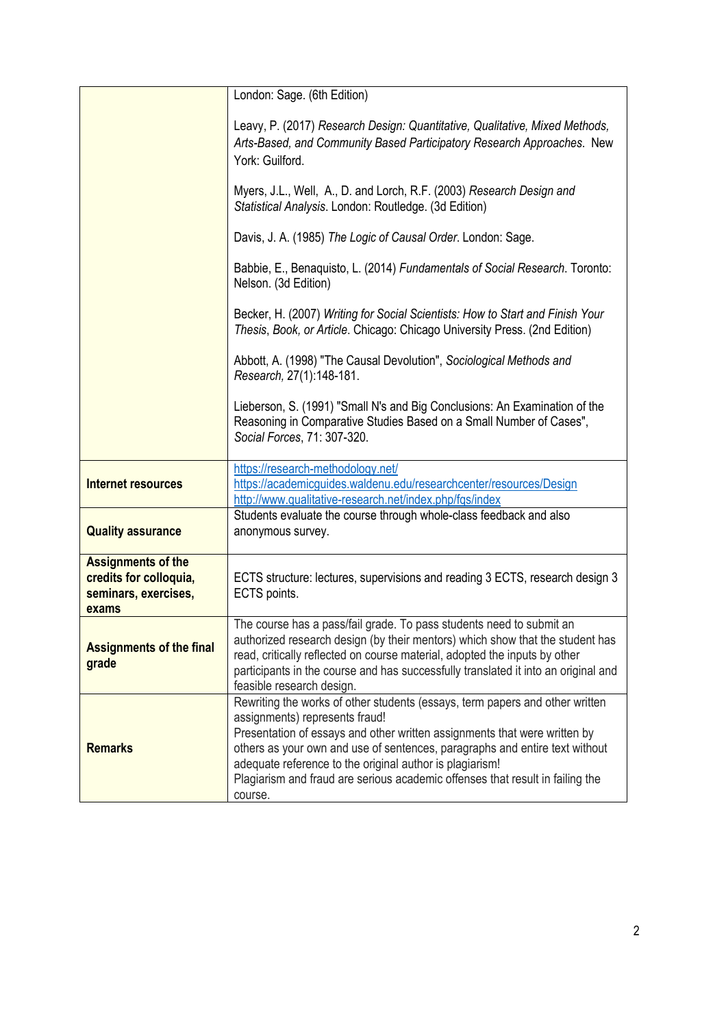| | |
|---|---|
| | London: Sage. (6th Edition)<br><br>Leavy, P. (2017) *Research Design: Quantitative, Qualitative, Mixed Methods, Arts-Based, and Community Based Participatory Research Approaches.* New York: Guilford.<br><br>Myers, J.L., Well, A., D. and Lorch, R.F. (2003) *Research Design and Statistical Analysis*. London: Routledge. (3d Edition)<br><br>Davis, J. A. (1985) *The Logic of Causal Order*. London: Sage.<br><br>Babbie, E., Benaquisto, L. (2014) *Fundamentals of Social Research*. Toronto: Nelson. (3d Edition)<br><br>Becker, H. (2007) *Writing for Social Scientists: How to Start and Finish Your Thesis, Book, or Article*. Chicago: Chicago University Press. (2nd Edition)<br><br>Abbott, A. (1998) "The Causal Devolution", *Sociological Methods and Research,* 27(1):148-181.<br><br>Lieberson, S. (1991) "Small N's and Big Conclusions: An Examination of the Reasoning in Comparative Studies Based on a Small Number of Cases", *Social Forces*, 71: 307-320. |
| **Internet resources** | https://research-methodology.net/<br>https://academicguides.waldenu.edu/researchcenter/resources/Design<br>http://www.qualitative-research.net/index.php/fqs/index |
| **Quality assurance** | Students evaluate the course through whole-class feedback and also anonymous survey. |
| **Assignments of the credits for colloquia, seminars, exercises, exams** | ECTS structure: lectures, supervisions and reading 3 ECTS, research design 3 ECTS points. |
| **Assignments of the final grade** | The course has a pass/fail grade. To pass students need to submit an authorized research design (by their mentors) which show that the student has read, critically reflected on course material, adopted the inputs by other participants in the course and has successfully translated it into an original and feasible research design. |
| **Remarks** | Rewriting the works of other students (essays, term papers and other written assignments) represents fraud!<br>Presentation of essays and other written assignments that were written by others as your own and use of sentences, paragraphs and entire text without adequate reference to the original author is plagiarism!<br>Plagiarism and fraud are serious academic offenses that result in failing the course. |